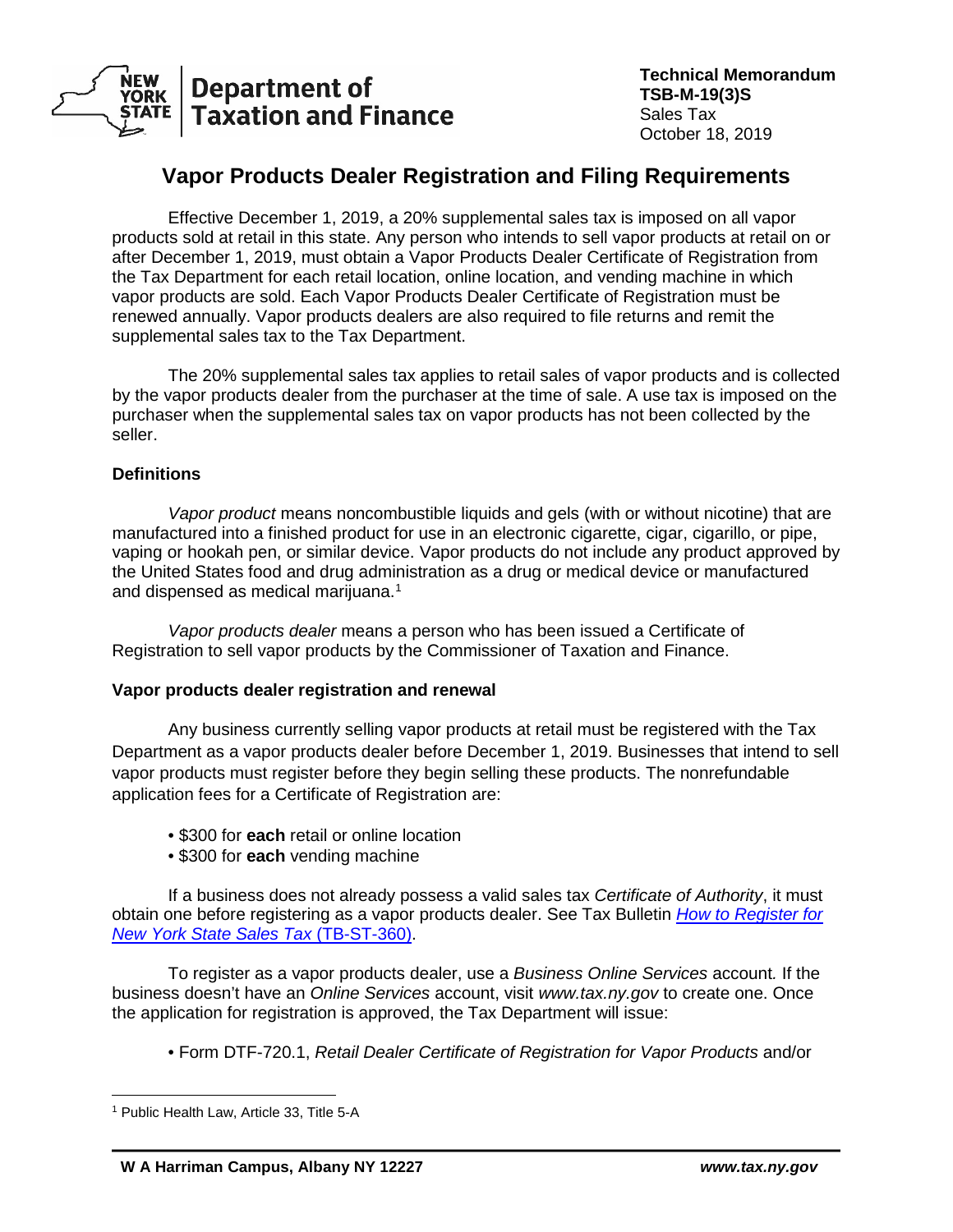Technical Memorandum
**TSB-M-19(3)S**
Sales Tax
October 18, 2019

# Vapor Products Dealer Registration and Filing Requirements

Effective December 1, 2019, a 20% supplemental sales tax is imposed on all vapor products sold at retail in this state. Any person who intends to sell vapor products at retail on or after December 1, 2019, must obtain a Vapor Products Dealer Certificate of Registration from the Tax Department for each retail location, online location, and vending machine in which vapor products are sold. Each Vapor Products Dealer Certificate of Registration must be renewed annually. Vapor products dealers are also required to file returns and remit the supplemental sales tax to the Tax Department.

The 20% supplemental sales tax applies to retail sales of vapor products and is collected by the vapor products dealer from the purchaser at the time of sale. A use tax is imposed on the purchaser when the supplemental sales tax on vapor products has not been collected by the seller.

### Definitions

*Vapor product* means noncombustible liquids and gels (with or without nicotine) that are manufactured into a finished product for use in an electronic cigarette, cigar, cigarillo, or pipe, vaping or hookah pen, or similar device. Vapor products do not include any product approved by the United States food and drug administration as a drug or medical device or manufactured and dispensed as medical marijuana.[1]

*Vapor products dealer* means a person who has been issued a Certificate of Registration to sell vapor products by the Commissioner of Taxation and Finance.

### Vapor products dealer registration and renewal

Any business currently selling vapor products at retail must be registered with the Tax Department as a vapor products dealer before December 1, 2019. Businesses that intend to sell vapor products must register before they begin selling these products. The nonrefundable application fees for a Certificate of Registration are:

- $300 for **each** retail or online location
- $300 for **each** vending machine

If a business does not already possess a valid sales tax *Certificate of Authority*, it must obtain one before registering as a vapor products dealer. See Tax Bulletin [*How to Register for New York State Sales Tax* (TB-ST-360)](TB-ST-360).

To register as a vapor products dealer, use a *Business Online Services* account. If the business doesn't have an *Online Services* account, visit *www.tax.ny.gov* to create one. Once the application for registration is approved, the Tax Department will issue:

- Form DTF-720.1, *Retail Dealer Certificate of Registration for Vapor Products* and/or

---

[1] Public Health Law, Article 33, Title 5-A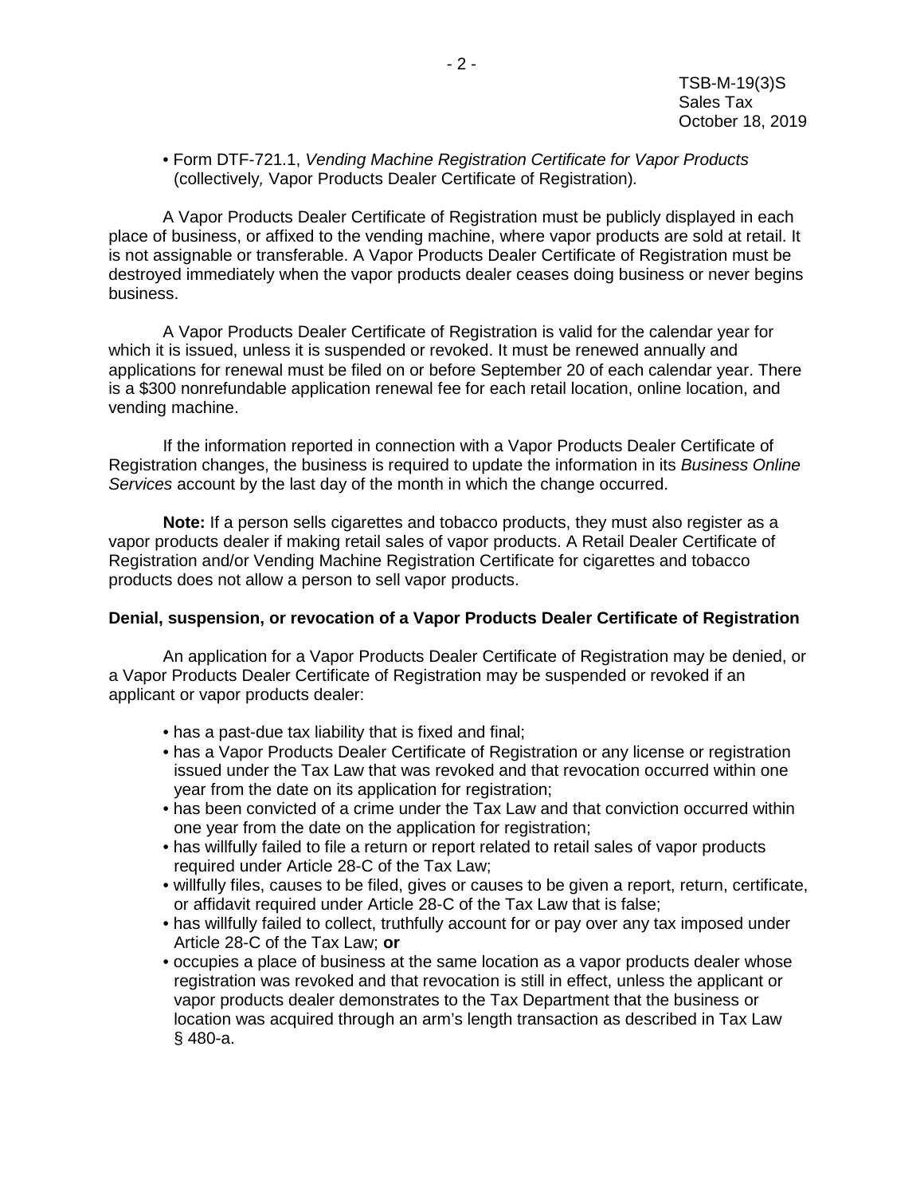- Form DTF-721.1, *Vending Machine Registration Certificate for Vapor Products* (collectively, Vapor Products Dealer Certificate of Registration).

A Vapor Products Dealer Certificate of Registration must be publicly displayed in each place of business, or affixed to the vending machine, where vapor products are sold at retail. It is not assignable or transferable. A Vapor Products Dealer Certificate of Registration must be destroyed immediately when the vapor products dealer ceases doing business or never begins business.

A Vapor Products Dealer Certificate of Registration is valid for the calendar year for which it is issued, unless it is suspended or revoked. It must be renewed annually and applications for renewal must be filed on or before September 20 of each calendar year. There is a $300 nonrefundable application renewal fee for each retail location, online location, and vending machine.

If the information reported in connection with a Vapor Products Dealer Certificate of Registration changes, the business is required to update the information in its *Business Online Services* account by the last day of the month in which the change occurred.

**Note:** If a person sells cigarettes and tobacco products, they must also register as a vapor products dealer if making retail sales of vapor products. A Retail Dealer Certificate of Registration and/or Vending Machine Registration Certificate for cigarettes and tobacco products does not allow a person to sell vapor products.

**Denial, suspension, or revocation of a Vapor Products Dealer Certificate of Registration**

An application for a Vapor Products Dealer Certificate of Registration may be denied, or a Vapor Products Dealer Certificate of Registration may be suspended or revoked if an applicant or vapor products dealer:

- has a past-due tax liability that is fixed and final;
- has a Vapor Products Dealer Certificate of Registration or any license or registration issued under the Tax Law that was revoked and that revocation occurred within one year from the date on its application for registration;
- has been convicted of a crime under the Tax Law and that conviction occurred within one year from the date on the application for registration;
- has willfully failed to file a return or report related to retail sales of vapor products required under Article 28-C of the Tax Law;
- willfully files, causes to be filed, gives or causes to be given a report, return, certificate, or affidavit required under Article 28-C of the Tax Law that is false;
- has willfully failed to collect, truthfully account for or pay over any tax imposed under Article 28-C of the Tax Law; **or**
- occupies a place of business at the same location as a vapor products dealer whose registration was revoked and that revocation is still in effect, unless the applicant or vapor products dealer demonstrates to the Tax Department that the business or location was acquired through an arm's length transaction as described in Tax Law § 480-a.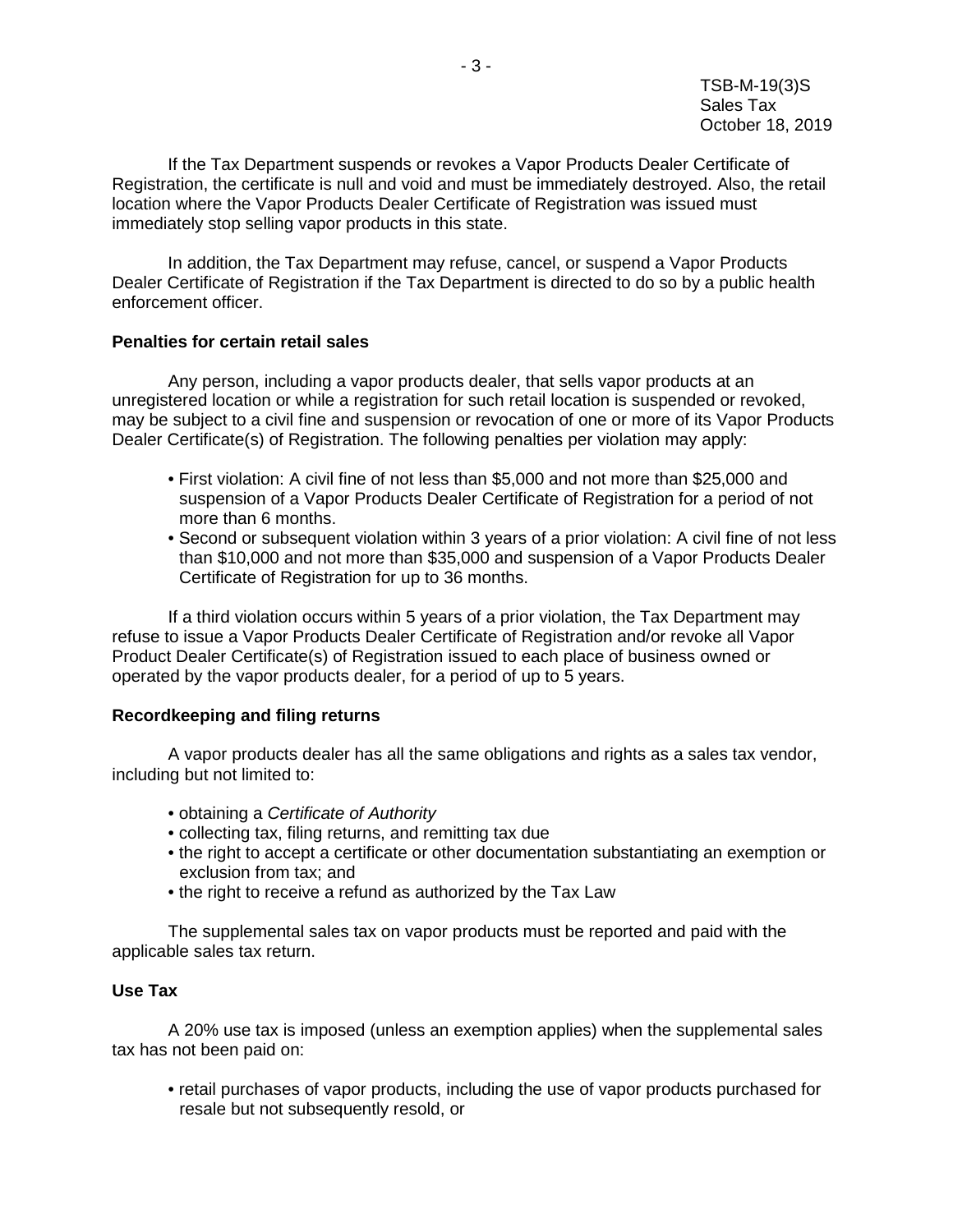If the Tax Department suspends or revokes a Vapor Products Dealer Certificate of Registration, the certificate is null and void and must be immediately destroyed. Also, the retail location where the Vapor Products Dealer Certificate of Registration was issued must immediately stop selling vapor products in this state.

In addition, the Tax Department may refuse, cancel, or suspend a Vapor Products Dealer Certificate of Registration if the Tax Department is directed to do so by a public health enforcement officer.

**Penalties for certain retail sales**

Any person, including a vapor products dealer, that sells vapor products at an unregistered location or while a registration for such retail location is suspended or revoked, may be subject to a civil fine and suspension or revocation of one or more of its Vapor Products Dealer Certificate(s) of Registration. The following penalties per violation may apply:

- First violation: A civil fine of not less than $5,000 and not more than $25,000 and suspension of a Vapor Products Dealer Certificate of Registration for a period of not more than 6 months.
- Second or subsequent violation within 3 years of a prior violation: A civil fine of not less than $10,000 and not more than $35,000 and suspension of a Vapor Products Dealer Certificate of Registration for up to 36 months.

If a third violation occurs within 5 years of a prior violation, the Tax Department may refuse to issue a Vapor Products Dealer Certificate of Registration and/or revoke all Vapor Product Dealer Certificate(s) of Registration issued to each place of business owned or operated by the vapor products dealer, for a period of up to 5 years.

**Recordkeeping and filing returns**

A vapor products dealer has all the same obligations and rights as a sales tax vendor, including but not limited to:

- obtaining a *Certificate of Authority*
- collecting tax, filing returns, and remitting tax due
- the right to accept a certificate or other documentation substantiating an exemption or exclusion from tax; and
- the right to receive a refund as authorized by the Tax Law

The supplemental sales tax on vapor products must be reported and paid with the applicable sales tax return.

**Use Tax**

A 20% use tax is imposed (unless an exemption applies) when the supplemental sales tax has not been paid on:

- retail purchases of vapor products, including the use of vapor products purchased for resale but not subsequently resold, or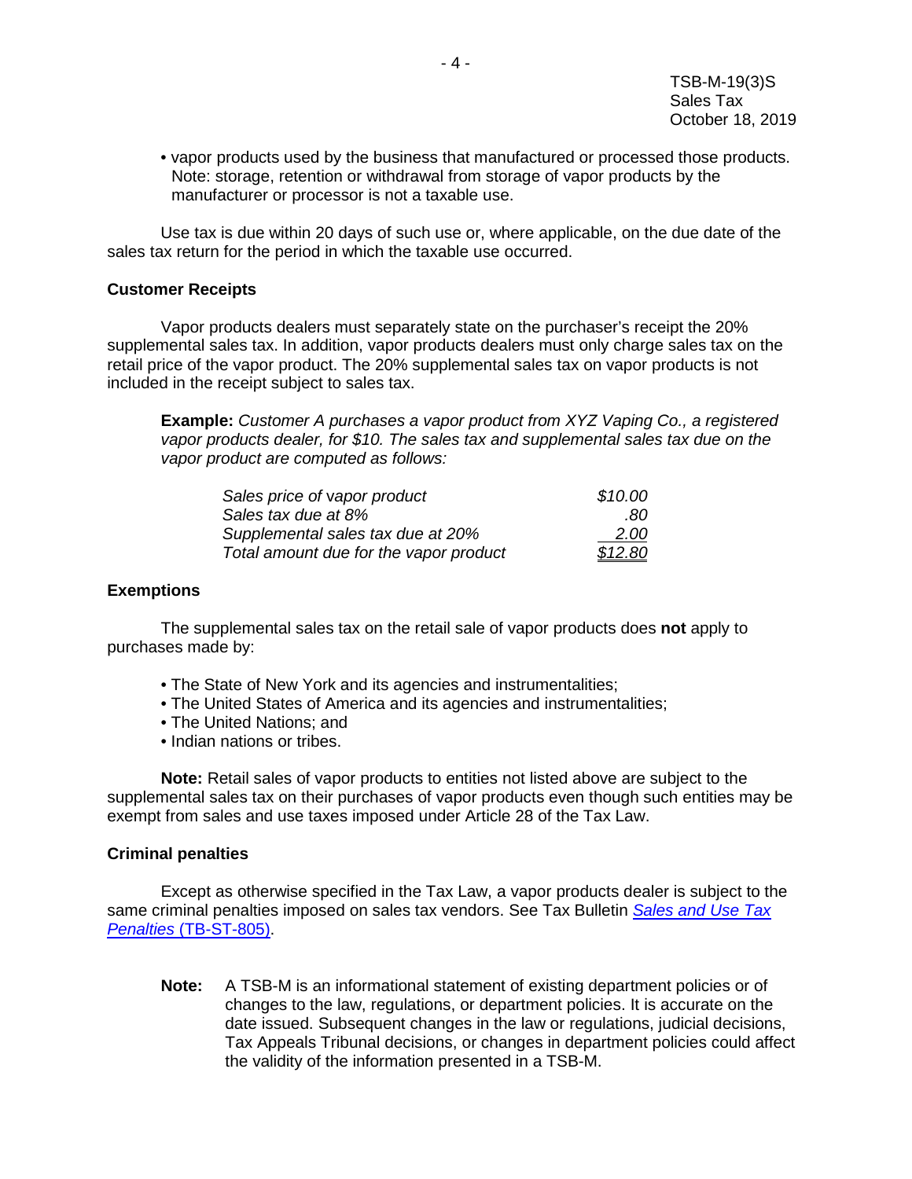- vapor products used by the business that manufactured or processed those products. Note: storage, retention or withdrawal from storage of vapor products by the manufacturer or processor is not a taxable use.

Use tax is due within 20 days of such use or, where applicable, on the due date of the sales tax return for the period in which the taxable use occurred.

**Customer Receipts**

Vapor products dealers must separately state on the purchaser's receipt the 20% supplemental sales tax. In addition, vapor products dealers must only charge sales tax on the retail price of the vapor product. The 20% supplemental sales tax on vapor products is not included in the receipt subject to sales tax.

> **Example:** *Customer A purchases a vapor product from XYZ Vaping Co., a registered vapor products dealer, for $10. The sales tax and supplemental sales tax due on the vapor product are computed as follows:*

| | |
|---|---|
| *Sales price of vapor product* | *$10.00* |
| *Sales tax due at 8%* | *.80* |
| *Supplemental sales tax due at 20%* | *2.00* |
| *Total amount due for the vapor product* | *$12.80* |

**Exemptions**

The supplemental sales tax on the retail sale of vapor products does **not** apply to purchases made by:

- The State of New York and its agencies and instrumentalities;
- The United States of America and its agencies and instrumentalities;
- The United Nations; and
- Indian nations or tribes.

**Note:** Retail sales of vapor products to entities not listed above are subject to the supplemental sales tax on their purchases of vapor products even though such entities may be exempt from sales and use taxes imposed under Article 28 of the Tax Law.

**Criminal penalties**

Except as otherwise specified in the Tax Law, a vapor products dealer is subject to the same criminal penalties imposed on sales tax vendors. See Tax Bulletin *Sales and Use Tax Penalties* (TB-ST-805).

> **Note:** A TSB-M is an informational statement of existing department policies or of changes to the law, regulations, or department policies. It is accurate on the date issued. Subsequent changes in the law or regulations, judicial decisions, Tax Appeals Tribunal decisions, or changes in department policies could affect the validity of the information presented in a TSB-M.